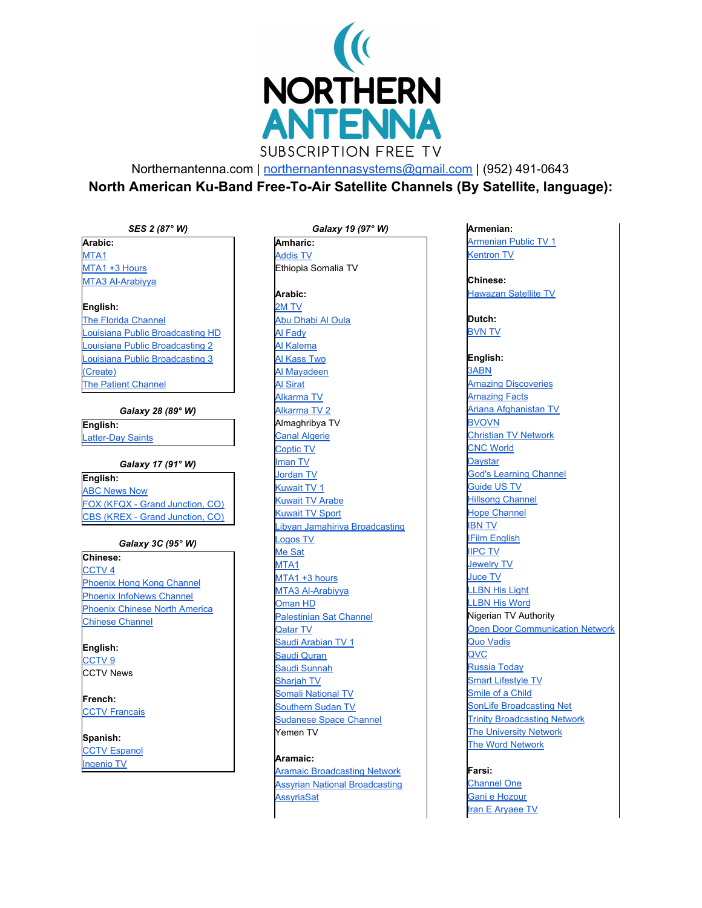# NORTHERN ANTENNA

SUBSCRIPTION FREE TV

Northernantenna.com | northernantennasystems@gmail.com | (952) 491-0643

## North American Ku-Band Free-To-Air Satellite Channels (By Satellite, language):

### *SES 2 (87° W)*

**Arabic:**
- MTA1
- MTA1 +3 Hours
- MTA3 Al-Arabiyya

**English:**
- The Florida Channel
- Louisiana Public Broadcasting HD
- Louisiana Public Broadcasting 2
- Louisiana Public Broadcasting 3 (Create)
- The Patient Channel

### *Galaxy 28 (89° W)*

**English:**
- Latter-Day Saints

### *Galaxy 17 (91° W)*

**English:**
- ABC News Now
- FOX (KFQX - Grand Junction, CO)
- CBS (KREX - Grand Junction, CO)

### *Galaxy 3C (95° W)*

**Chinese:**
- CCTV 4
- Phoenix Hong Kong Channel
- Phoenix InfoNews Channel
- Phoenix Chinese North America
- Chinese Channel

**English:**
- CCTV 9
- CCTV News

**French:**
- CCTV Francais

**Spanish:**
- CCTV Espanol
- Ingenio TV

### *Galaxy 19 (97° W)*

**Amharic:**
- Addis TV
- Ethiopia Somalia TV

**Arabic:**
- 2M TV
- Abu Dhabi Al Oula
- Al Fady
- Al Kalema
- Al Kass Two
- Al Mayadeen
- Al Sirat
- Alkarma TV
- Alkarma TV 2
- Almaghribya TV
- Canal Algerie
- Coptic TV
- Iman TV
- Jordan TV
- Kuwait TV 1
- Kuwait TV Arabe
- Kuwait TV Sport
- Libyan Jamahiriya Broadcasting
- Logos TV
- Me Sat
- MTA1
- MTA1 +3 hours
- MTA3 Al-Arabiyya
- Oman HD
- Palestinian Sat Channel
- Qatar TV
- Saudi Arabian TV 1
- Saudi Quran
- Saudi Sunnah
- Sharjah TV
- Somali National TV
- Southern Sudan TV
- Sudanese Space Channel
- Yemen TV

**Aramaic:**
- Aramaic Broadcasting Network
- Assyrian National Broadcasting
- AssyriaSat

**Armenian:**
- Armenian Public TV 1
- Kentron TV

**Chinese:**
- Hawazan Satellite TV

**Dutch:**
- BVN TV

**English:**
- 3ABN
- Amazing Discoveries
- Amazing Facts
- Ariana Afghanistan TV
- BVOVN
- Christian TV Network
- CNC World
- Daystar
- God's Learning Channel
- Guide US TV
- Hillsong Channel
- Hope Channel
- IBN TV
- IFilm English
- IIPC TV
- Jewelry TV
- Juce TV
- LLBN His Light
- LLBN His Word
- Nigerian TV Authority
- Open Door Communication Network
- Quo Vadis
- QVC
- Russia Today
- Smart Lifestyle TV
- Smile of a Child
- SonLife Broadcasting Net
- Trinity Broadcasting Network
- The University Network
- The Word Network

**Farsi:**
- Channel One
- Ganj e Hozour
- Iran E Aryaee TV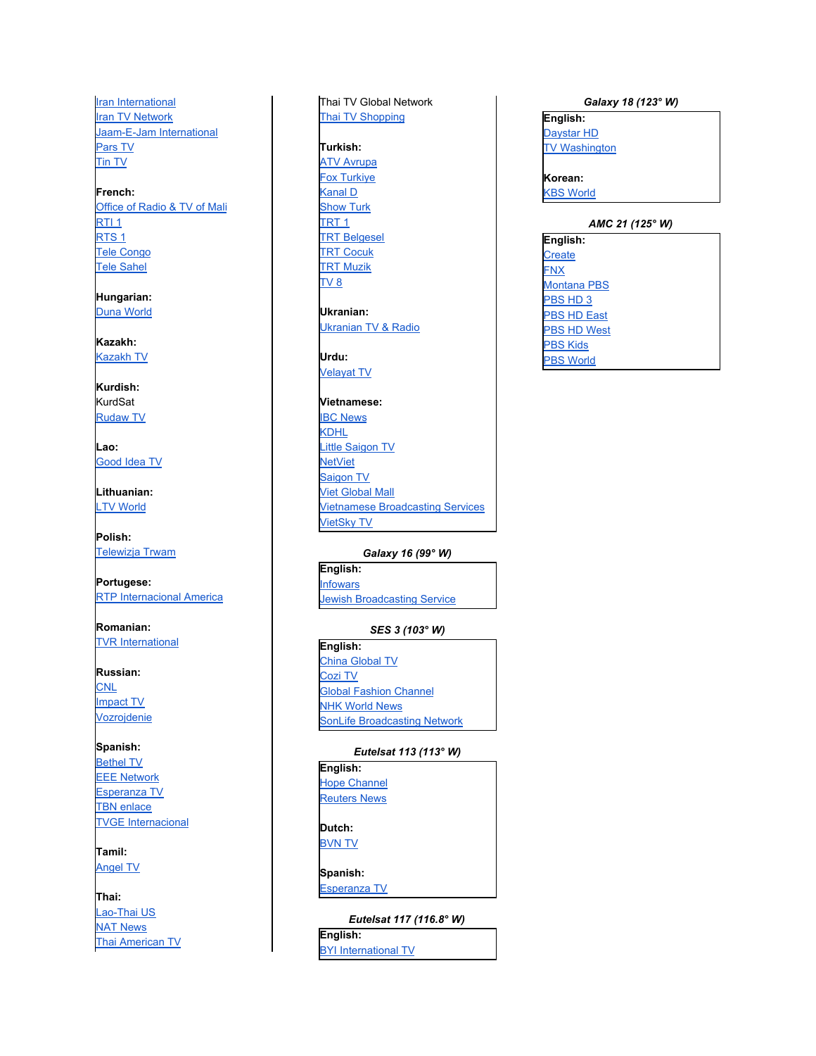Iran International
Iran TV Network
Jaam-E-Jam International
Pars TV
Tin TV

**French:**
Office of Radio & TV of Mali
RTI 1
RTS 1
Tele Congo
Tele Sahel

**Hungarian:**
Duna World

**Kazakh:**
Kazakh TV

**Kurdish:**
KurdSat
Rudaw TV

**Lao:**
Good Idea TV

**Lithuanian:**
LTV World

**Polish:**
Telewizja Trwam

**Portugese:**
RTP Internacional America

**Romanian:**
TVR International

**Russian:**
CNL
Impact TV
Vozrojdenie

**Spanish:**
Bethel TV
EEE Network
Esperanza TV
TBN enlace
TVGE Internacional

**Tamil:**
Angel TV

**Thai:**
Lao-Thai US
NAT News
Thai American TV
Thai TV Global Network
Thai TV Shopping

**Turkish:**
ATV Avrupa
Fox Turkiye
Kanal D
Show Turk
TRT 1
TRT Belgesel
TRT Cocuk
TRT Muzik
TV 8

**Ukranian:**
Ukranian TV & Radio

**Urdu:**
Velayat TV

**Vietnamese:**
IBC News
KDHL
Little Saigon TV
NetViet
Saigon TV
Viet Global Mall
Vietnamese Broadcasting Services
VietSky TV

***Galaxy 16 (99° W)***

**English:**
Infowars
Jewish Broadcasting Service

***SES 3 (103° W)***

**English:**
China Global TV
Cozi TV
Global Fashion Channel
NHK World News
SonLife Broadcasting Network

***Eutelsat 113 (113° W)***

**English:**
Hope Channel
Reuters News

**Dutch:**
BVN TV

**Spanish:**
Esperanza TV

***Eutelsat 117 (116.8° W)***

**English:**
BYI International TV

***Galaxy 18 (123° W)***

**English:**
Daystar HD
TV Washington

**Korean:**
KBS World

***AMC 21 (125° W)***

**English:**
Create
FNX
Montana PBS
PBS HD 3
PBS HD East
PBS HD West
PBS Kids
PBS World